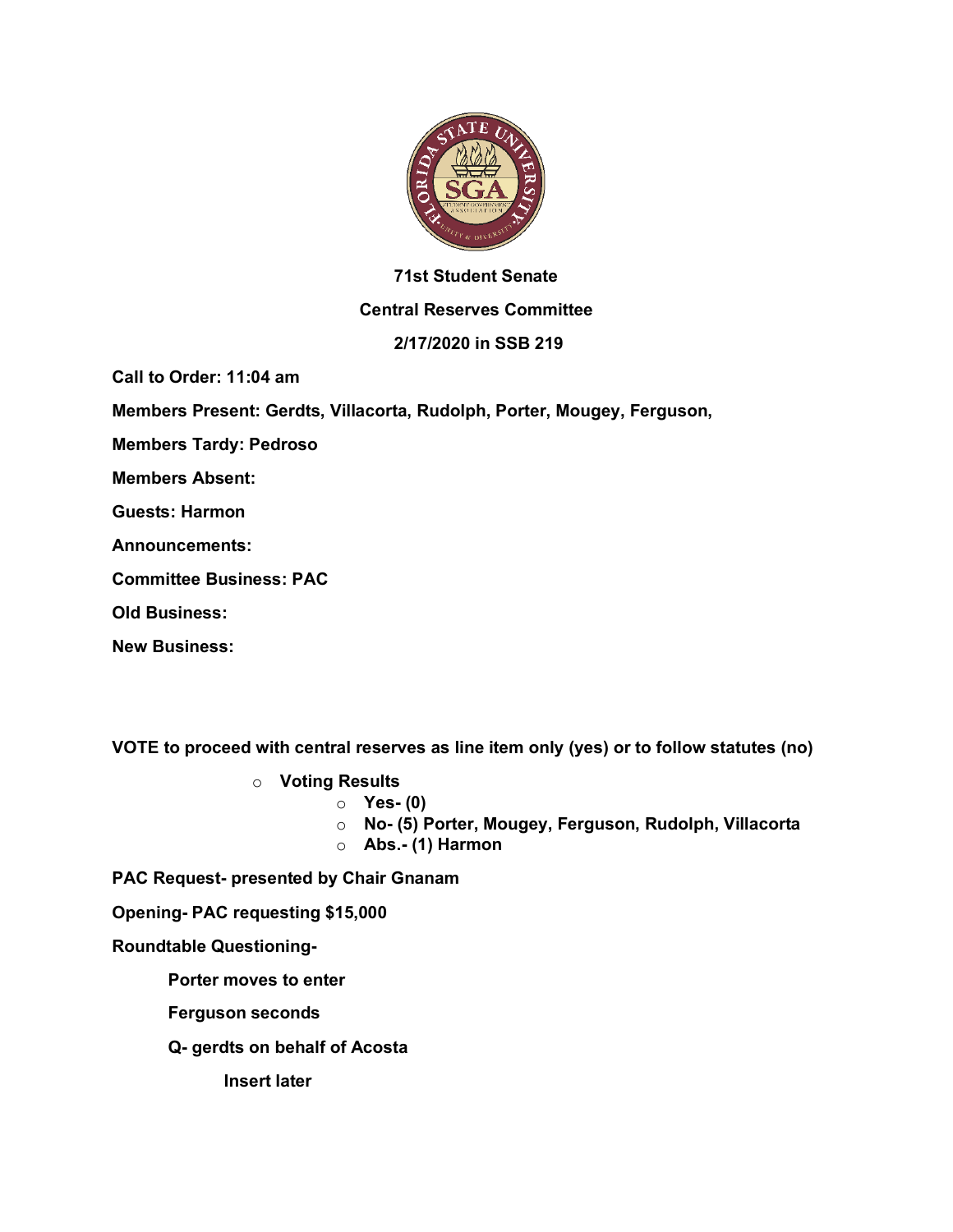**71st Student Senate**

**Central Reserves Committee**

**2/17/2020 in SSB 219**

**Call to Order: 11:04 am**

**Members Present: Gerdts, Villacorta, Rudolph, Porter, Mougey, Ferguson,**

**Members Tardy: Pedroso**

**Members Absent:**

**Guests: Harmon**

**Announcements:**

**Committee Business: PAC**

**Old Business:**

**New Business:**

**VOTE to proceed with central reserves as line item only (yes) or to follow statutes (no)**

- **Voting Results**
  - **Yes- (0)**
  - **No- (5) Porter, Mougey, Ferguson, Rudolph, Villacorta**
  - **Abs.- (1) Harmon**

**PAC Request- presented by Chair Gnanam**

**Opening- PAC requesting $15,000**

**Roundtable Questioning-**

**Porter moves to enter**

**Ferguson seconds**

**Q- gerdts on behalf of Acosta**

**Insert later**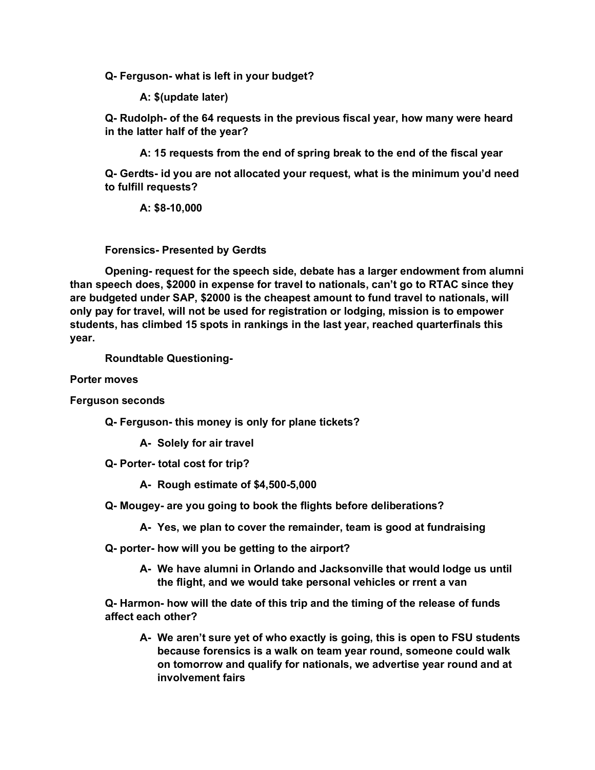**Q- Ferguson- what is left in your budget?**

**A: $(update later)**

**Q- Rudolph- of the 64 requests in the previous fiscal year, how many were heard in the latter half of the year?**

**A: 15 requests from the end of spring break to the end of the fiscal year**

**Q- Gerdts- id you are not allocated your request, what is the minimum you'd need to fulfill requests?**

**A: $8-10,000**

**Forensics- Presented by Gerdts**

**Opening- request for the speech side, debate has a larger endowment from alumni than speech does, $2000 in expense for travel to nationals, can't go to RTAC since they are budgeted under SAP, $2000 is the cheapest amount to fund travel to nationals, will only pay for travel, will not be used for registration or lodging, mission is to empower students, has climbed 15 spots in rankings in the last year, reached quarterfinals this year.**

**Roundtable Questioning-**

**Porter moves**

**Ferguson seconds**

**Q- Ferguson- this money is only for plane tickets?**

- **A- Solely for air travel**

**Q- Porter- total cost for trip?**

- **A- Rough estimate of $4,500-5,000**

**Q- Mougey- are you going to book the flights before deliberations?**

- **A- Yes, we plan to cover the remainder, team is good at fundraising**

**Q- porter- how will you be getting to the airport?**

- **A- We have alumni in Orlando and Jacksonville that would lodge us until the flight, and we would take personal vehicles or rrent a van**

**Q- Harmon- how will the date of this trip and the timing of the release of funds affect each other?**

- **A- We aren't sure yet of who exactly is going, this is open to FSU students because forensics is a walk on team year round, someone could walk on tomorrow and qualify for nationals, we advertise year round and at involvement fairs**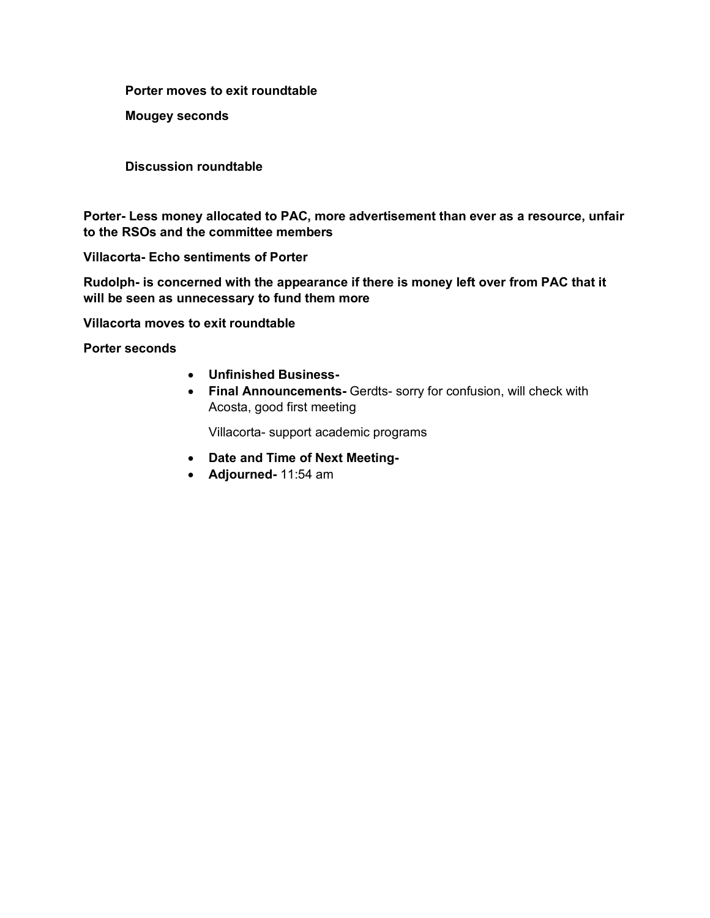**Porter moves to exit roundtable**

**Mougey seconds**

**Discussion roundtable**

**Porter- Less money allocated to PAC, more advertisement than ever as a resource, unfair to the RSOs and the committee members**

**Villacorta- Echo sentiments of Porter**

**Rudolph- is concerned with the appearance if there is money left over from PAC that it will be seen as unnecessary to fund them more**

**Villacorta moves to exit roundtable**

**Porter seconds**

- **Unfinished Business-**
- **Final Announcements-** Gerdts- sorry for confusion, will check with Acosta, good first meeting

  Villacorta- support academic programs

- **Date and Time of Next Meeting-**
- **Adjourned-** 11:54 am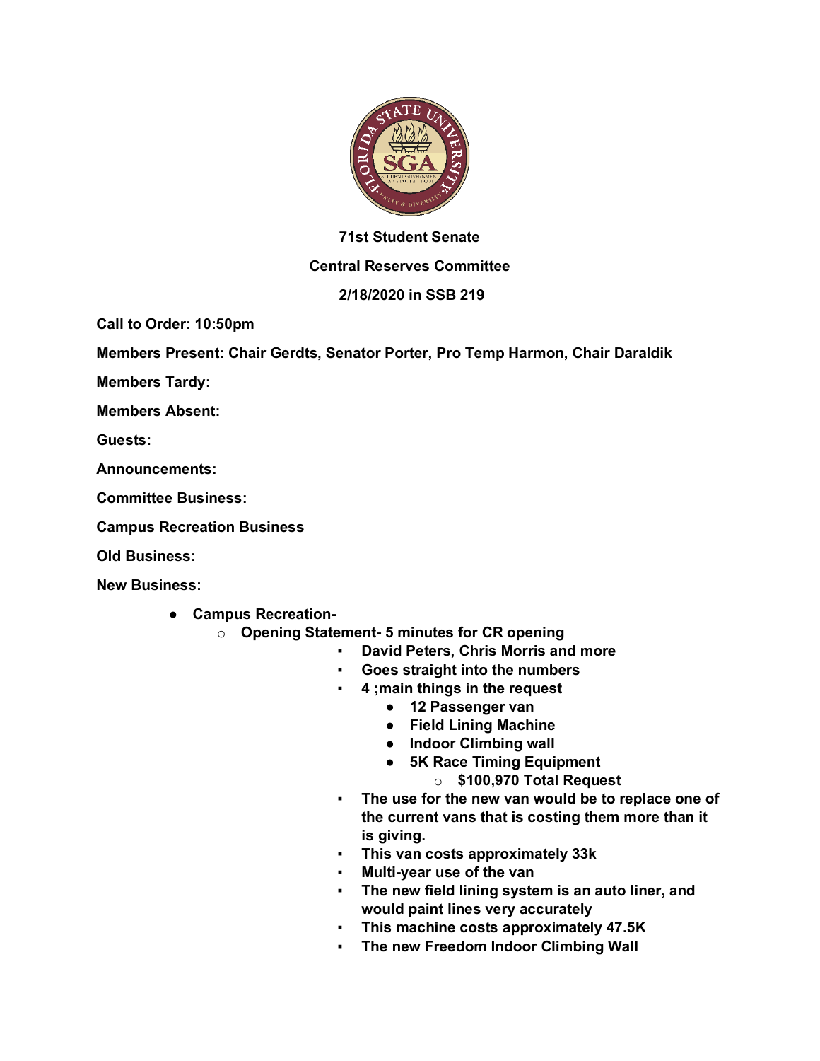**71st Student Senate**

**Central Reserves Committee**

**2/18/2020 in SSB 219**

**Call to Order: 10:50pm**

**Members Present: Chair Gerdts, Senator Porter, Pro Temp Harmon, Chair Daraldik**

**Members Tardy:**

**Members Absent:**

**Guests:**

**Announcements:**

**Committee Business:**

**Campus Recreation Business**

**Old Business:**

**New Business:**

- **Campus Recreation-**
  - **Opening Statement- 5 minutes for CR opening**
    - **David Peters, Chris Morris and more**
    - **Goes straight into the numbers**
    - **4 ;main things in the request**
      - **12 Passenger van**
      - **Field Lining Machine**
      - **Indoor Climbing wall**
      - **5K Race Timing Equipment**
        - **$100,970 Total Request**
    - **The use for the new van would be to replace one of the current vans that is costing them more than it is giving.**
    - **This van costs approximately 33k**
    - **Multi-year use of the van**
    - **The new field lining system is an auto liner, and would paint lines very accurately**
    - **This machine costs approximately 47.5K**
    - **The new Freedom Indoor Climbing Wall**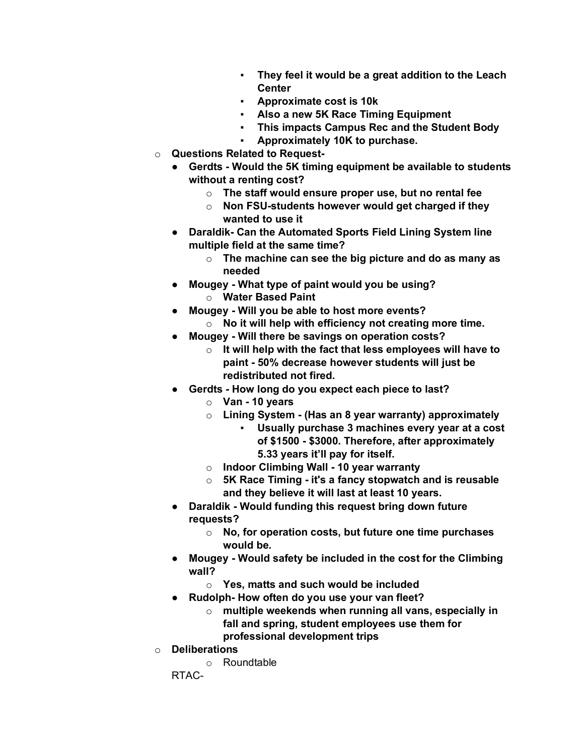- **They feel it would be a great addition to the Leach Center**
        - **Approximate cost is 10k**
        - **Also a new 5K Race Timing Equipment**
        - **This impacts Campus Rec and the Student Body**
        - **Approximately 10K to purchase.**
- **Questions Related to Request-**
    - **Gerdts - Would the 5K timing equipment be available to students without a renting cost?**
        - **The staff would ensure proper use, but no rental fee**
        - **Non FSU-students however would get charged if they wanted to use it**
    - **Daraldik- Can the Automated Sports Field Lining System line multiple field at the same time?**
        - **The machine can see the big picture and do as many as needed**
    - **Mougey - What type of paint would you be using?**
        - **Water Based Paint**
    - **Mougey - Will you be able to host more events?**
        - **No it will help with efficiency not creating more time.**
    - **Mougey - Will there be savings on operation costs?**
        - **It will help with the fact that less employees will have to paint - 50% decrease however students will just be redistributed not fired.**
    - **Gerdts - How long do you expect each piece to last?**
        - **Van - 10 years**
        - **Lining System - (Has an 8 year warranty) approximately**
            - **Usually purchase 3 machines every year at a cost of $1500 - $3000. Therefore, after approximately 5.33 years it'll pay for itself.**
        - **Indoor Climbing Wall - 10 year warranty**
        - **5K Race Timing - it's a fancy stopwatch and is reusable and they believe it will last at least 10 years.**
    - **Daraldik - Would funding this request bring down future requests?**
        - **No, for operation costs, but future one time purchases would be.**
    - **Mougey - Would safety be included in the cost for the Climbing wall?**
        - **Yes, matts and such would be included**
    - **Rudolph- How often do you use your van fleet?**
        - **multiple weekends when running all vans, especially in fall and spring, student employees use them for professional development trips**
- **Deliberations**
    - Roundtable

RTAC-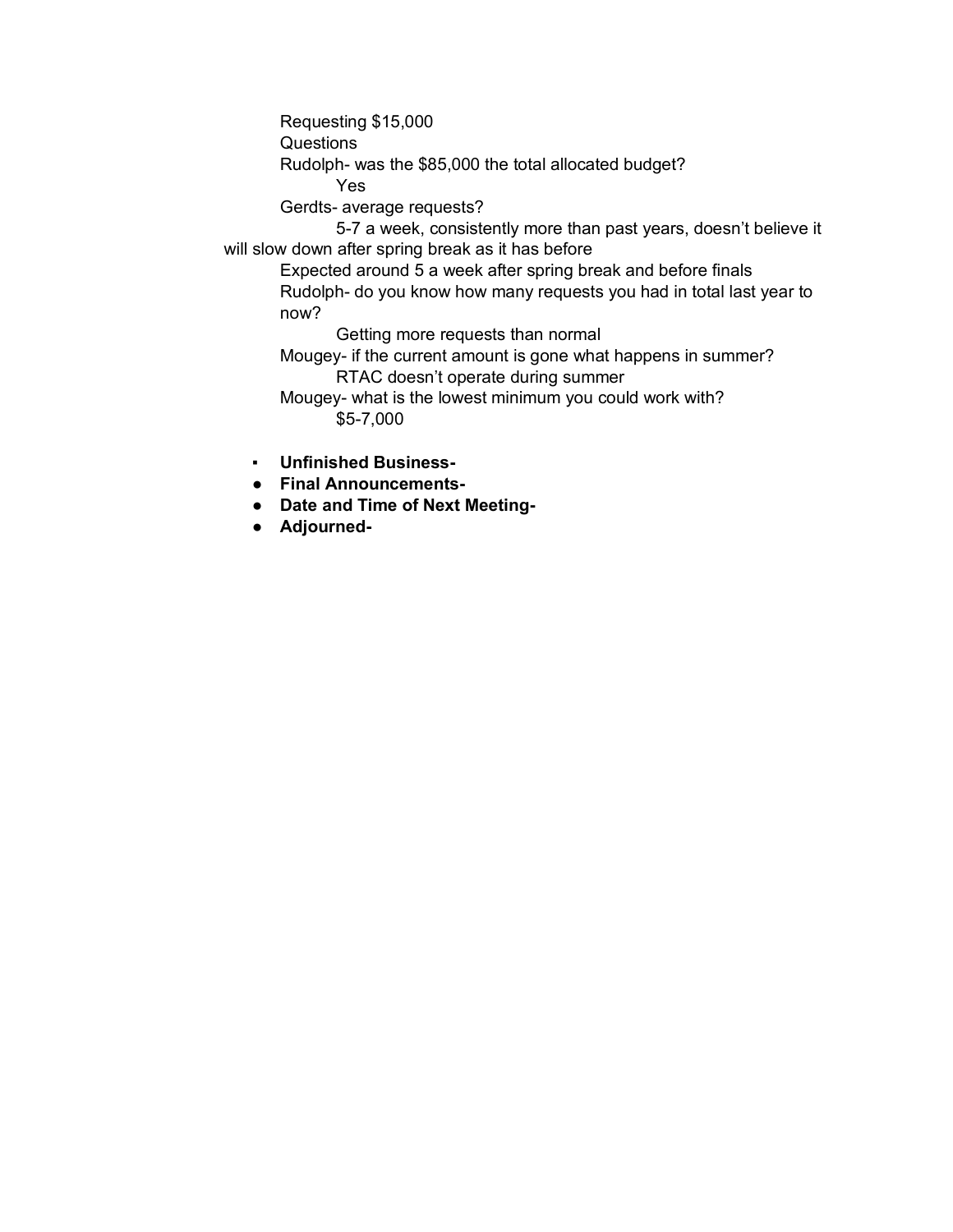Requesting $15,000

Questions

Rudolph- was the $85,000 the total allocated budget?

Yes

Gerdts- average requests?

5-7 a week, consistently more than past years, doesn't believe it will slow down after spring break as it has before

Expected around 5 a week after spring break and before finals

Rudolph- do you know how many requests you had in total last year to now?

Getting more requests than normal

Mougey- if the current amount is gone what happens in summer?

RTAC doesn't operate during summer

Mougey- what is the lowest minimum you could work with?

$5-7,000

- **Unfinished Business-**
- **Final Announcements-**
- **Date and Time of Next Meeting-**
- **Adjourned-**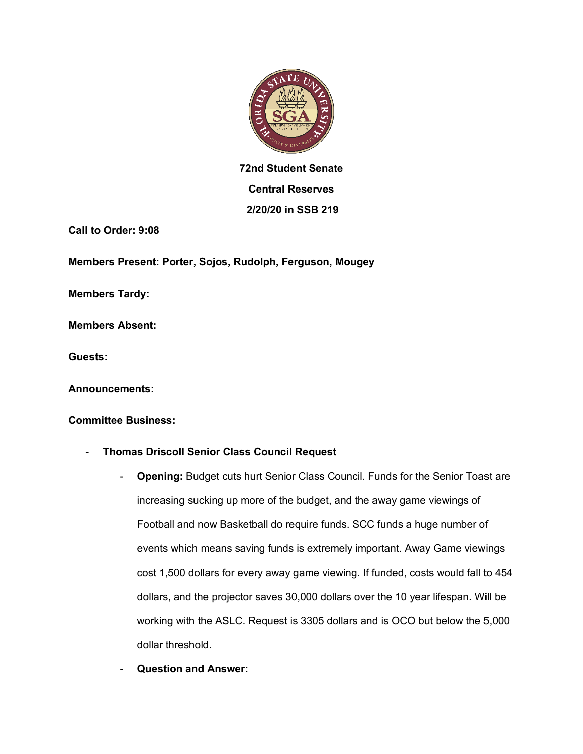**72nd Student Senate**

**Central Reserves**

**2/20/20 in SSB 219**

**Call to Order: 9:08**

**Members Present: Porter, Sojos, Rudolph, Ferguson, Mougey**

**Members Tardy:**

**Members Absent:**

**Guests:**

**Announcements:**

**Committee Business:**

- **Thomas Driscoll Senior Class Council Request**
    - **Opening:** Budget cuts hurt Senior Class Council. Funds for the Senior Toast are increasing sucking up more of the budget, and the away game viewings of Football and now Basketball do require funds. SCC funds a huge number of events which means saving funds is extremely important. Away Game viewings cost 1,500 dollars for every away game viewing. If funded, costs would fall to 454 dollars, and the projector saves 30,000 dollars over the 10 year lifespan. Will be working with the ASLC. Request is 3305 dollars and is OCO but below the 5,000 dollar threshold.
    - **Question and Answer:**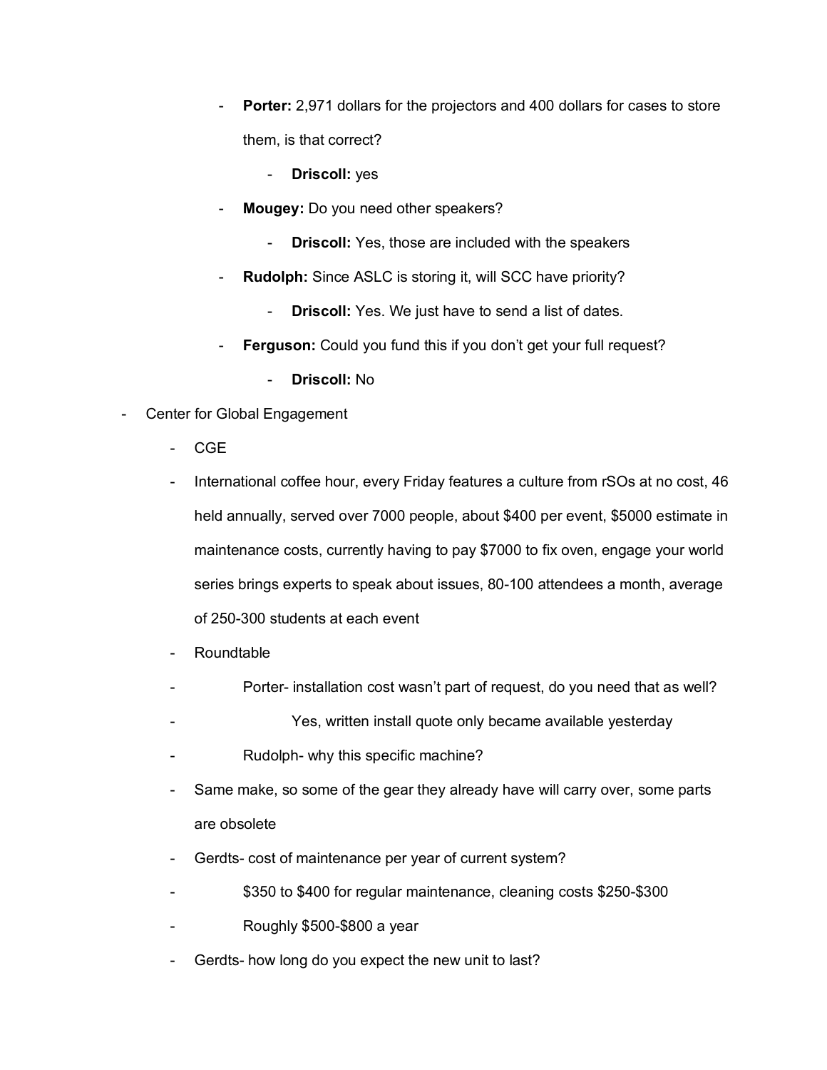- **Porter:** 2,971 dollars for the projectors and 400 dollars for cases to store them, is that correct?
    - **Driscoll:** yes
- **Mougey:** Do you need other speakers?
    - **Driscoll:** Yes, those are included with the speakers
- **Rudolph:** Since ASLC is storing it, will SCC have priority?
    - **Driscoll:** Yes. We just have to send a list of dates.
- **Ferguson:** Could you fund this if you don't get your full request?
    - **Driscoll:** No

- Center for Global Engagement
    - CGE
    - International coffee hour, every Friday features a culture from rSOs at no cost, 46 held annually, served over 7000 people, about $400 per event, $5000 estimate in maintenance costs, currently having to pay $7000 to fix oven, engage your world series brings experts to speak about issues, 80-100 attendees a month, average of 250-300 students at each event
    - Roundtable
    - Porter- installation cost wasn't part of request, do you need that as well?
    - Yes, written install quote only became available yesterday
    - Rudolph- why this specific machine?
    - Same make, so some of the gear they already have will carry over, some parts are obsolete
    - Gerdts- cost of maintenance per year of current system?
    - $350 to $400 for regular maintenance, cleaning costs $250-$300
    - Roughly $500-$800 a year
    - Gerdts- how long do you expect the new unit to last?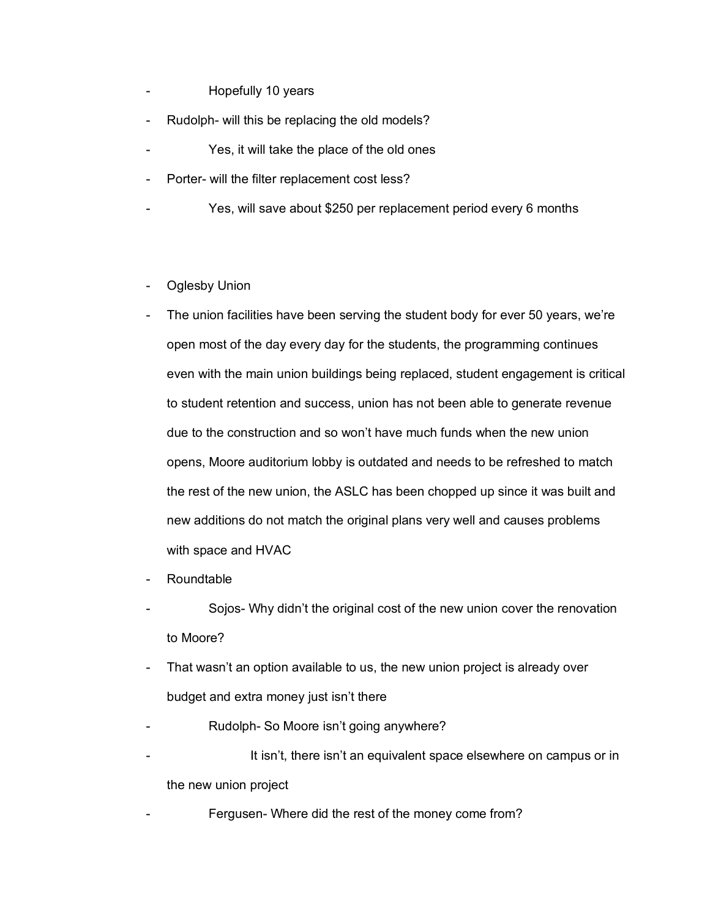- Hopefully 10 years
- Rudolph- will this be replacing the old models?
- Yes, it will take the place of the old ones
- Porter- will the filter replacement cost less?
- Yes, will save about $250 per replacement period every 6 months

- Oglesby Union
- The union facilities have been serving the student body for ever 50 years, we're open most of the day every day for the students, the programming continues even with the main union buildings being replaced, student engagement is critical to student retention and success, union has not been able to generate revenue due to the construction and so won't have much funds when the new union opens, Moore auditorium lobby is outdated and needs to be refreshed to match the rest of the new union, the ASLC has been chopped up since it was built and new additions do not match the original plans very well and causes problems with space and HVAC
- Roundtable
- Sojos- Why didn't the original cost of the new union cover the renovation to Moore?
- That wasn't an option available to us, the new union project is already over budget and extra money just isn't there
- Rudolph- So Moore isn't going anywhere?
- It isn't, there isn't an equivalent space elsewhere on campus or in the new union project
- Fergusen- Where did the rest of the money come from?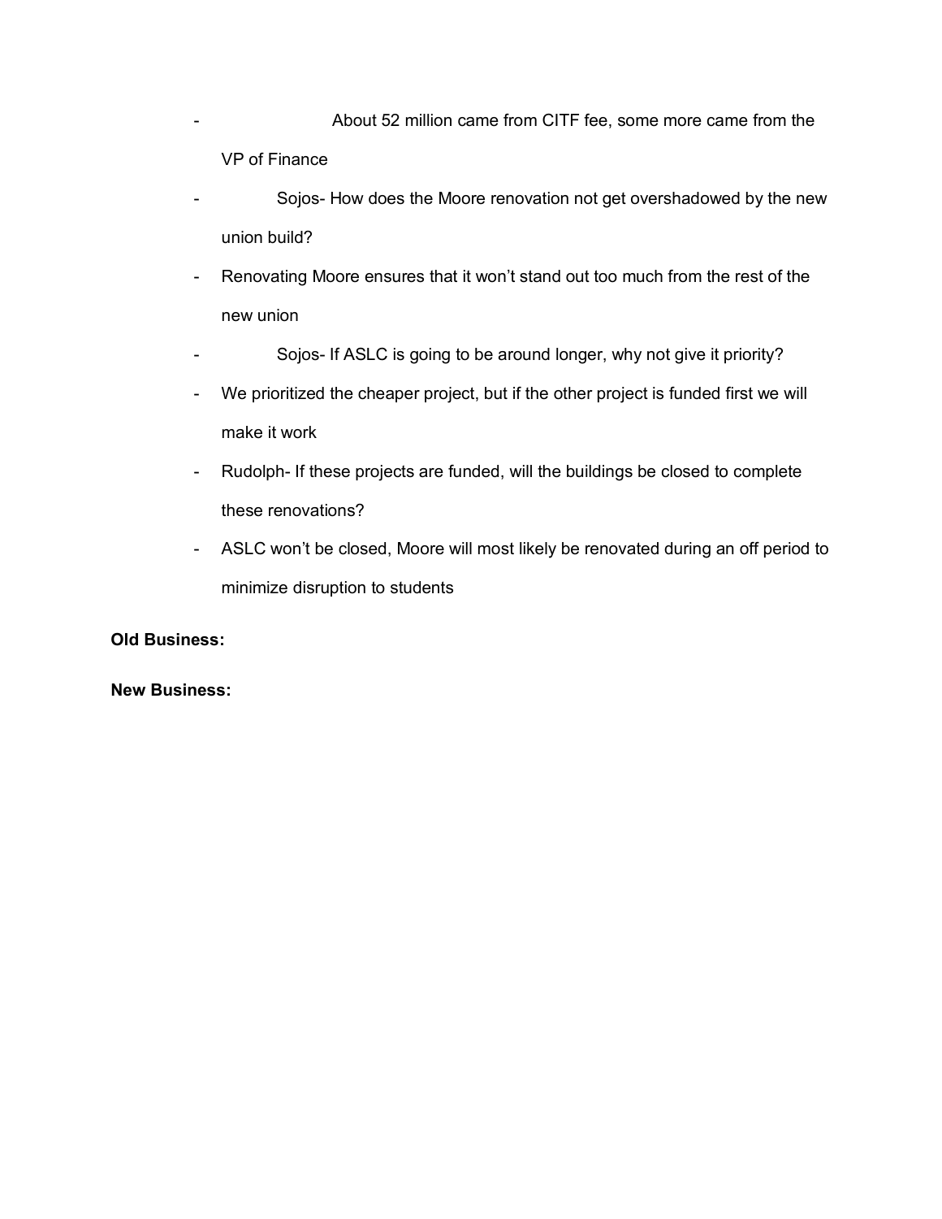- About 52 million came from CITF fee, some more came from the VP of Finance
- Sojos- How does the Moore renovation not get overshadowed by the new union build?
- Renovating Moore ensures that it won't stand out too much from the rest of the new union
- Sojos- If ASLC is going to be around longer, why not give it priority?
- We prioritized the cheaper project, but if the other project is funded first we will make it work
- Rudolph- If these projects are funded, will the buildings be closed to complete these renovations?
- ASLC won't be closed, Moore will most likely be renovated during an off period to minimize disruption to students

**Old Business:**

**New Business:**